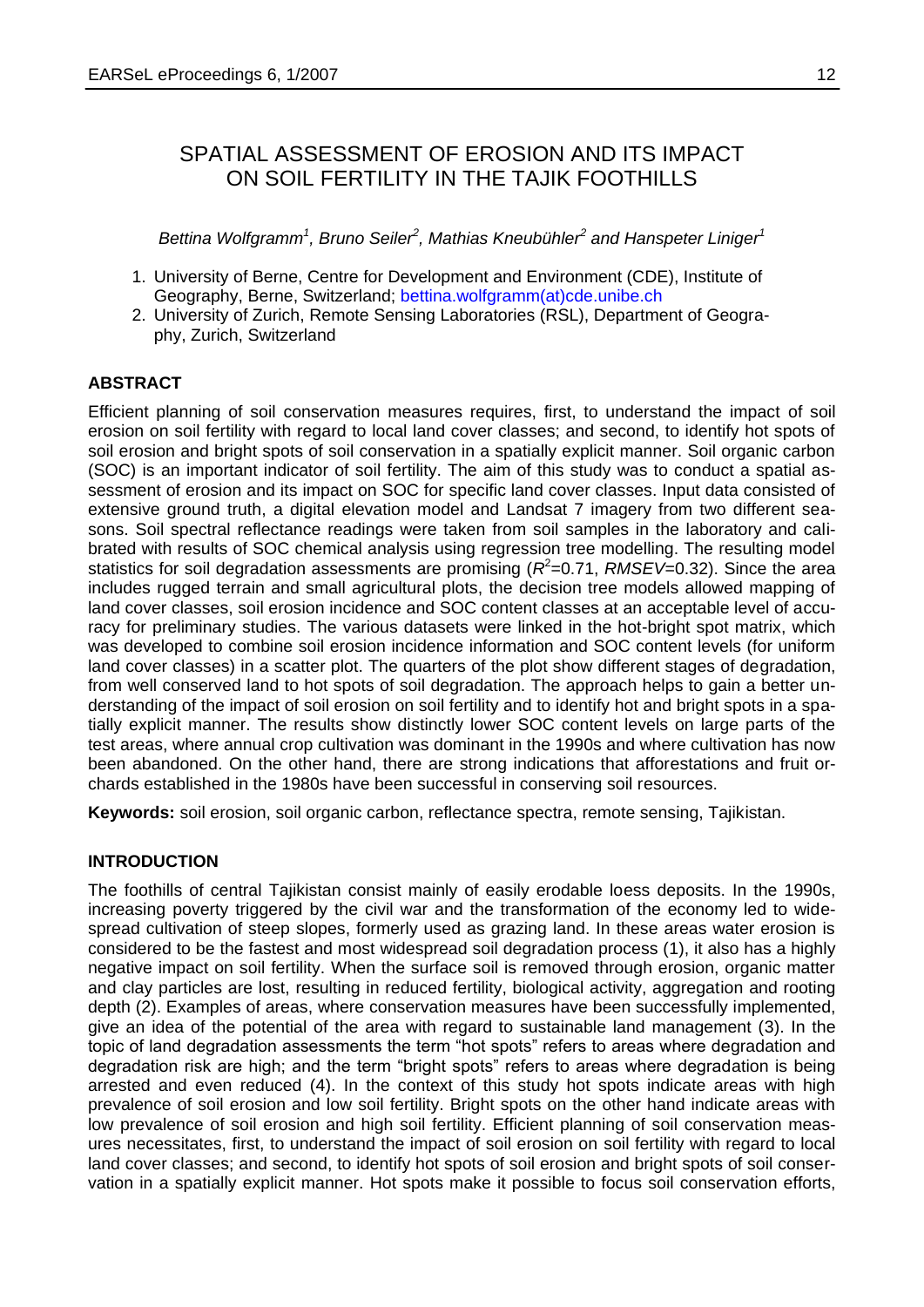# SPATIAL ASSESSMENT OF EROSION AND ITS IMPACT ON SOIL FERTILITY IN THE TAJIK FOOTHILLS

*Bettina Wolfgramm[1], Bruno Seiler[2], Mathias Kneubühler[2] and Hanspeter Liniger[1]*

1. University of Berne, Centre for Development and Environment (CDE), Institute of Geography, Berne, Switzerland; bettina.wolfgramm(at)cde.unibe.ch
2. University of Zurich, Remote Sensing Laboratories (RSL), Department of Geography, Zurich, Switzerland

## ABSTRACT

Efficient planning of soil conservation measures requires, first, to understand the impact of soil erosion on soil fertility with regard to local land cover classes; and second, to identify hot spots of soil erosion and bright spots of soil conservation in a spatially explicit manner. Soil organic carbon (SOC) is an important indicator of soil fertility. The aim of this study was to conduct a spatial assessment of erosion and its impact on SOC for specific land cover classes. Input data consisted of extensive ground truth, a digital elevation model and Landsat 7 imagery from two different seasons. Soil spectral reflectance readings were taken from soil samples in the laboratory and calibrated with results of SOC chemical analysis using regression tree modelling. The resulting model statistics for soil degradation assessments are promising ($R^2$=0.71, *RMSEV*=0.32). Since the area includes rugged terrain and small agricultural plots, the decision tree models allowed mapping of land cover classes, soil erosion incidence and SOC content classes at an acceptable level of accuracy for preliminary studies. The various datasets were linked in the hot-bright spot matrix, which was developed to combine soil erosion incidence information and SOC content levels (for uniform land cover classes) in a scatter plot. The quarters of the plot show different stages of degradation, from well conserved land to hot spots of soil degradation. The approach helps to gain a better understanding of the impact of soil erosion on soil fertility and to identify hot and bright spots in a spatially explicit manner. The results show distinctly lower SOC content levels on large parts of the test areas, where annual crop cultivation was dominant in the 1990s and where cultivation has now been abandoned. On the other hand, there are strong indications that afforestations and fruit orchards established in the 1980s have been successful in conserving soil resources.

**Keywords:** soil erosion, soil organic carbon, reflectance spectra, remote sensing, Tajikistan.

## INTRODUCTION

The foothills of central Tajikistan consist mainly of easily erodable loess deposits. In the 1990s, increasing poverty triggered by the civil war and the transformation of the economy led to widespread cultivation of steep slopes, formerly used as grazing land. In these areas water erosion is considered to be the fastest and most widespread soil degradation process (1), it also has a highly negative impact on soil fertility. When the surface soil is removed through erosion, organic matter and clay particles are lost, resulting in reduced fertility, biological activity, aggregation and rooting depth (2). Examples of areas, where conservation measures have been successfully implemented, give an idea of the potential of the area with regard to sustainable land management (3). In the topic of land degradation assessments the term "hot spots" refers to areas where degradation and degradation risk are high; and the term "bright spots" refers to areas where degradation is being arrested and even reduced (4). In the context of this study hot spots indicate areas with high prevalence of soil erosion and low soil fertility. Bright spots on the other hand indicate areas with low prevalence of soil erosion and high soil fertility. Efficient planning of soil conservation measures necessitates, first, to understand the impact of soil erosion on soil fertility with regard to local land cover classes; and second, to identify hot spots of soil erosion and bright spots of soil conservation in a spatially explicit manner. Hot spots make it possible to focus soil conservation efforts,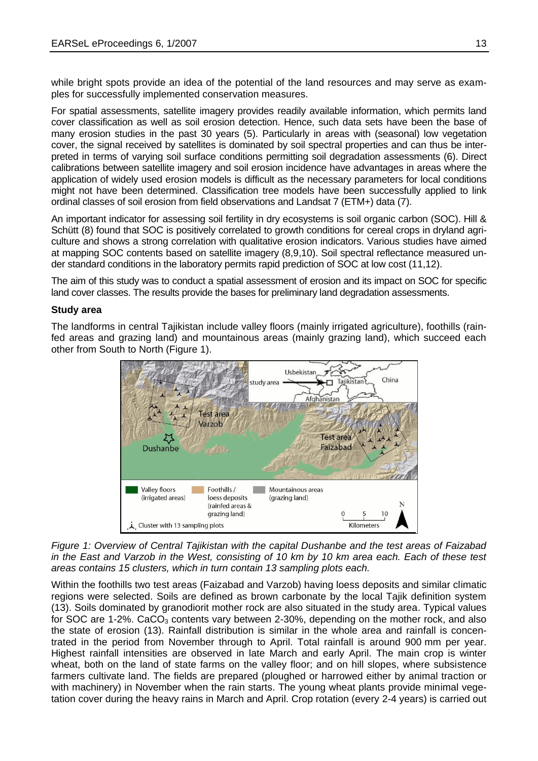while bright spots provide an idea of the potential of the land resources and may serve as examples for successfully implemented conservation measures.

For spatial assessments, satellite imagery provides readily available information, which permits land cover classification as well as soil erosion detection. Hence, such data sets have been the base of many erosion studies in the past 30 years (5). Particularly in areas with (seasonal) low vegetation cover, the signal received by satellites is dominated by soil spectral properties and can thus be interpreted in terms of varying soil surface conditions permitting soil degradation assessments (6). Direct calibrations between satellite imagery and soil erosion incidence have advantages in areas where the application of widely used erosion models is difficult as the necessary parameters for local conditions might not have been determined. Classification tree models have been successfully applied to link ordinal classes of soil erosion from field observations and Landsat 7 (ETM+) data (7).

An important indicator for assessing soil fertility in dry ecosystems is soil organic carbon (SOC). Hill & Schütt (8) found that SOC is positively correlated to growth conditions for cereal crops in dryland agriculture and shows a strong correlation with qualitative erosion indicators. Various studies have aimed at mapping SOC contents based on satellite imagery (8,9,10). Soil spectral reflectance measured under standard conditions in the laboratory permits rapid prediction of SOC at low cost (11,12).

The aim of this study was to conduct a spatial assessment of erosion and its impact on SOC for specific land cover classes. The results provide the bases for preliminary land degradation assessments.

**Study area**

The landforms in central Tajikistan include valley floors (mainly irrigated agriculture), foothills (rainfed areas and grazing land) and mountainous areas (mainly grazing land), which succeed each other from South to North (Figure 1).

*Figure 1: Overview of Central Tajikistan with the capital Dushanbe and the test areas of Faizabad in the East and Varzob in the West, consisting of 10 km by 10 km area each. Each of these test areas contains 15 clusters, which in turn contain 13 sampling plots each.*

Within the foothills two test areas (Faizabad and Varzob) having loess deposits and similar climatic regions were selected. Soils are defined as brown carbonate by the local Tajik definition system (13). Soils dominated by granodiorit mother rock are also situated in the study area. Typical values for SOC are 1-2%. $CaCO_3$ contents vary between 2-30%, depending on the mother rock, and also the state of erosion (13). Rainfall distribution is similar in the whole area and rainfall is concentrated in the period from November through to April. Total rainfall is around 900 mm per year. Highest rainfall intensities are observed in late March and early April. The main crop is winter wheat, both on the land of state farms on the valley floor; and on hill slopes, where subsistence farmers cultivate land. The fields are prepared (ploughed or harrowed either by animal traction or with machinery) in November when the rain starts. The young wheat plants provide minimal vegetation cover during the heavy rains in March and April. Crop rotation (every 2-4 years) is carried out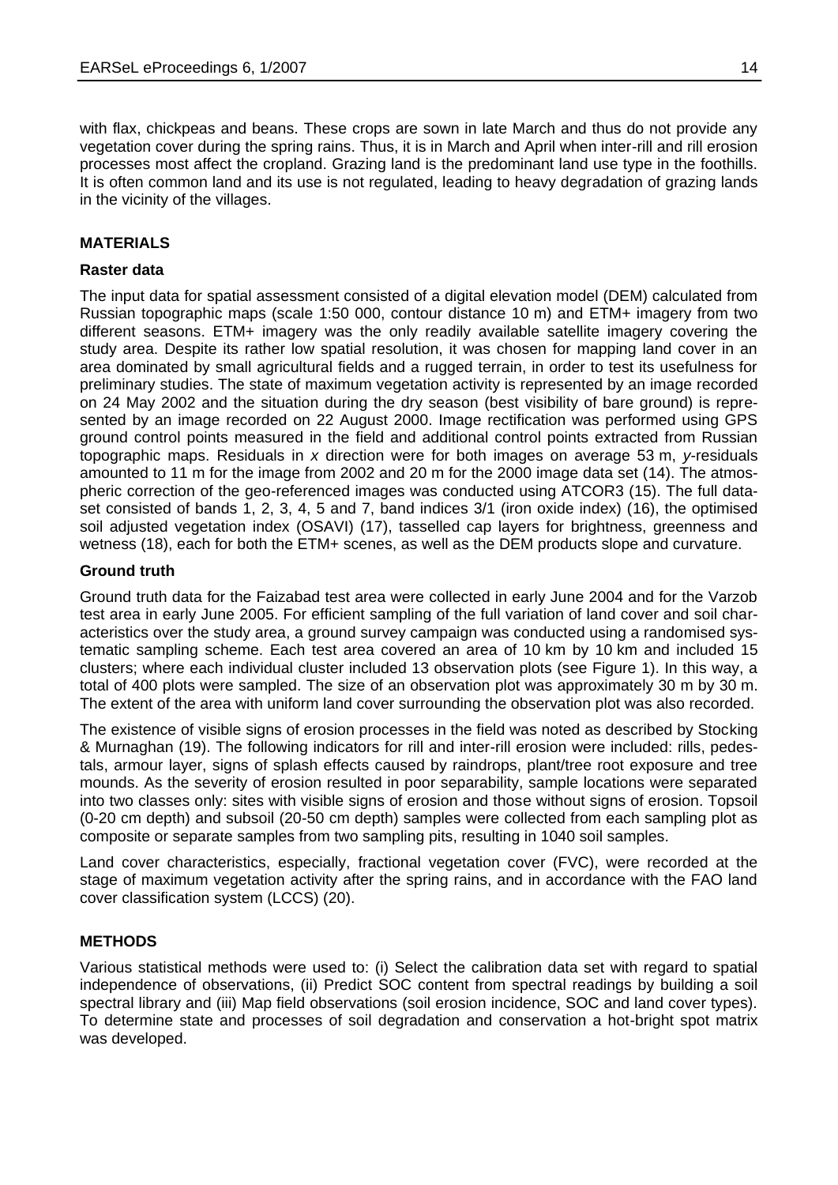with flax, chickpeas and beans. These crops are sown in late March and thus do not provide any vegetation cover during the spring rains. Thus, it is in March and April when inter-rill and rill erosion processes most affect the cropland. Grazing land is the predominant land use type in the foothills. It is often common land and its use is not regulated, leading to heavy degradation of grazing lands in the vicinity of the villages.

## MATERIALS

### Raster data

The input data for spatial assessment consisted of a digital elevation model (DEM) calculated from Russian topographic maps (scale 1:50 000, contour distance 10 m) and ETM+ imagery from two different seasons. ETM+ imagery was the only readily available satellite imagery covering the study area. Despite its rather low spatial resolution, it was chosen for mapping land cover in an area dominated by small agricultural fields and a rugged terrain, in order to test its usefulness for preliminary studies. The state of maximum vegetation activity is represented by an image recorded on 24 May 2002 and the situation during the dry season (best visibility of bare ground) is represented by an image recorded on 22 August 2000. Image rectification was performed using GPS ground control points measured in the field and additional control points extracted from Russian topographic maps. Residuals in $x$ direction were for both images on average 53 m, $y$-residuals amounted to 11 m for the image from 2002 and 20 m for the 2000 image data set (14). The atmospheric correction of the geo-referenced images was conducted using ATCOR3 (15). The full dataset consisted of bands 1, 2, 3, 4, 5 and 7, band indices 3/1 (iron oxide index) (16), the optimised soil adjusted vegetation index (OSAVI) (17), tasselled cap layers for brightness, greenness and wetness (18), each for both the ETM+ scenes, as well as the DEM products slope and curvature.

### Ground truth

Ground truth data for the Faizabad test area were collected in early June 2004 and for the Varzob test area in early June 2005. For efficient sampling of the full variation of land cover and soil characteristics over the study area, a ground survey campaign was conducted using a randomised systematic sampling scheme. Each test area covered an area of 10 km by 10 km and included 15 clusters; where each individual cluster included 13 observation plots (see Figure 1). In this way, a total of 400 plots were sampled. The size of an observation plot was approximately 30 m by 30 m. The extent of the area with uniform land cover surrounding the observation plot was also recorded.

The existence of visible signs of erosion processes in the field was noted as described by Stocking & Murnaghan (19). The following indicators for rill and inter-rill erosion were included: rills, pedestals, armour layer, signs of splash effects caused by raindrops, plant/tree root exposure and tree mounds. As the severity of erosion resulted in poor separability, sample locations were separated into two classes only: sites with visible signs of erosion and those without signs of erosion. Topsoil (0-20 cm depth) and subsoil (20-50 cm depth) samples were collected from each sampling plot as composite or separate samples from two sampling pits, resulting in 1040 soil samples.

Land cover characteristics, especially, fractional vegetation cover (FVC), were recorded at the stage of maximum vegetation activity after the spring rains, and in accordance with the FAO land cover classification system (LCCS) (20).

## METHODS

Various statistical methods were used to: (i) Select the calibration data set with regard to spatial independence of observations, (ii) Predict SOC content from spectral readings by building a soil spectral library and (iii) Map field observations (soil erosion incidence, SOC and land cover types). To determine state and processes of soil degradation and conservation a hot-bright spot matrix was developed.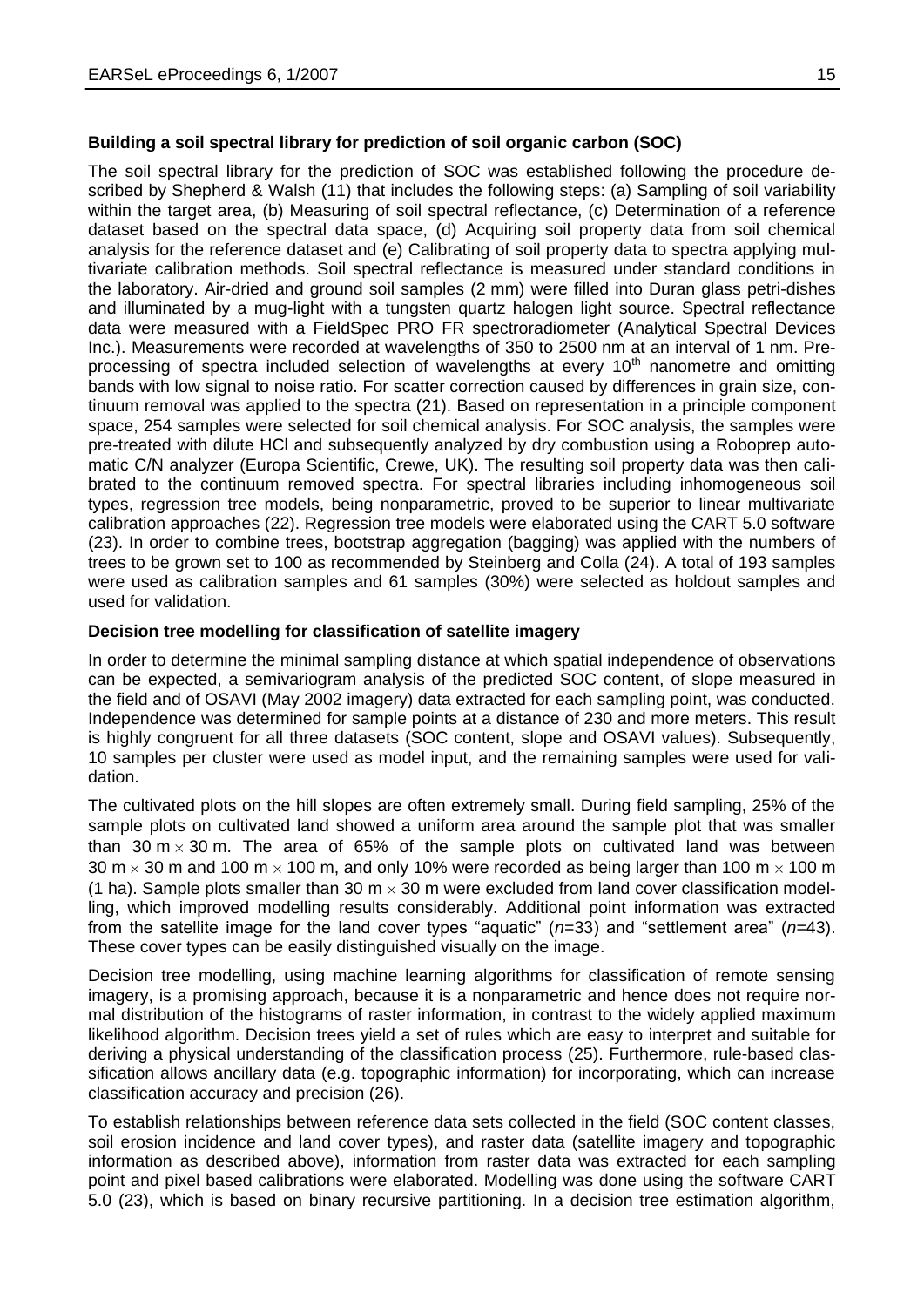**Building a soil spectral library for prediction of soil organic carbon (SOC)**

The soil spectral library for the prediction of SOC was established following the procedure described by Shepherd & Walsh (11) that includes the following steps: (a) Sampling of soil variability within the target area, (b) Measuring of soil spectral reflectance, (c) Determination of a reference dataset based on the spectral data space, (d) Acquiring soil property data from soil chemical analysis for the reference dataset and (e) Calibrating of soil property data to spectra applying multivariate calibration methods. Soil spectral reflectance is measured under standard conditions in the laboratory. Air-dried and ground soil samples (2 mm) were filled into Duran glass petri-dishes and illuminated by a mug-light with a tungsten quartz halogen light source. Spectral reflectance data were measured with a FieldSpec PRO FR spectroradiometer (Analytical Spectral Devices Inc.). Measurements were recorded at wavelengths of 350 to 2500 nm at an interval of 1 nm. Pre-processing of spectra included selection of wavelengths at every 10th nanometre and omitting bands with low signal to noise ratio. For scatter correction caused by differences in grain size, continuum removal was applied to the spectra (21). Based on representation in a principle component space, 254 samples were selected for soil chemical analysis. For SOC analysis, the samples were pre-treated with dilute HCl and subsequently analyzed by dry combustion using a Roboprep automatic C/N analyzer (Europa Scientific, Crewe, UK). The resulting soil property data was then calibrated to the continuum removed spectra. For spectral libraries including inhomogeneous soil types, regression tree models, being nonparametric, proved to be superior to linear multivariate calibration approaches (22). Regression tree models were elaborated using the CART 5.0 software (23). In order to combine trees, bootstrap aggregation (bagging) was applied with the numbers of trees to be grown set to 100 as recommended by Steinberg and Colla (24). A total of 193 samples were used as calibration samples and 61 samples (30%) were selected as holdout samples and used for validation.

**Decision tree modelling for classification of satellite imagery**

In order to determine the minimal sampling distance at which spatial independence of observations can be expected, a semivariogram analysis of the predicted SOC content, of slope measured in the field and of OSAVI (May 2002 imagery) data extracted for each sampling point, was conducted. Independence was determined for sample points at a distance of 230 and more meters. This result is highly congruent for all three datasets (SOC content, slope and OSAVI values). Subsequently, 10 samples per cluster were used as model input, and the remaining samples were used for validation.

The cultivated plots on the hill slopes are often extremely small. During field sampling, 25% of the sample plots on cultivated land showed a uniform area around the sample plot that was smaller than 30 m × 30 m. The area of 65% of the sample plots on cultivated land was between 30 m × 30 m and 100 m × 100 m, and only 10% were recorded as being larger than 100 m × 100 m (1 ha). Sample plots smaller than 30 m × 30 m were excluded from land cover classification modelling, which improved modelling results considerably. Additional point information was extracted from the satellite image for the land cover types "aquatic" (*n*=33) and "settlement area" (*n*=43). These cover types can be easily distinguished visually on the image.

Decision tree modelling, using machine learning algorithms for classification of remote sensing imagery, is a promising approach, because it is a nonparametric and hence does not require normal distribution of the histograms of raster information, in contrast to the widely applied maximum likelihood algorithm. Decision trees yield a set of rules which are easy to interpret and suitable for deriving a physical understanding of the classification process (25). Furthermore, rule-based classification allows ancillary data (e.g. topographic information) for incorporating, which can increase classification accuracy and precision (26).

To establish relationships between reference data sets collected in the field (SOC content classes, soil erosion incidence and land cover types), and raster data (satellite imagery and topographic information as described above), information from raster data was extracted for each sampling point and pixel based calibrations were elaborated. Modelling was done using the software CART 5.0 (23), which is based on binary recursive partitioning. In a decision tree estimation algorithm,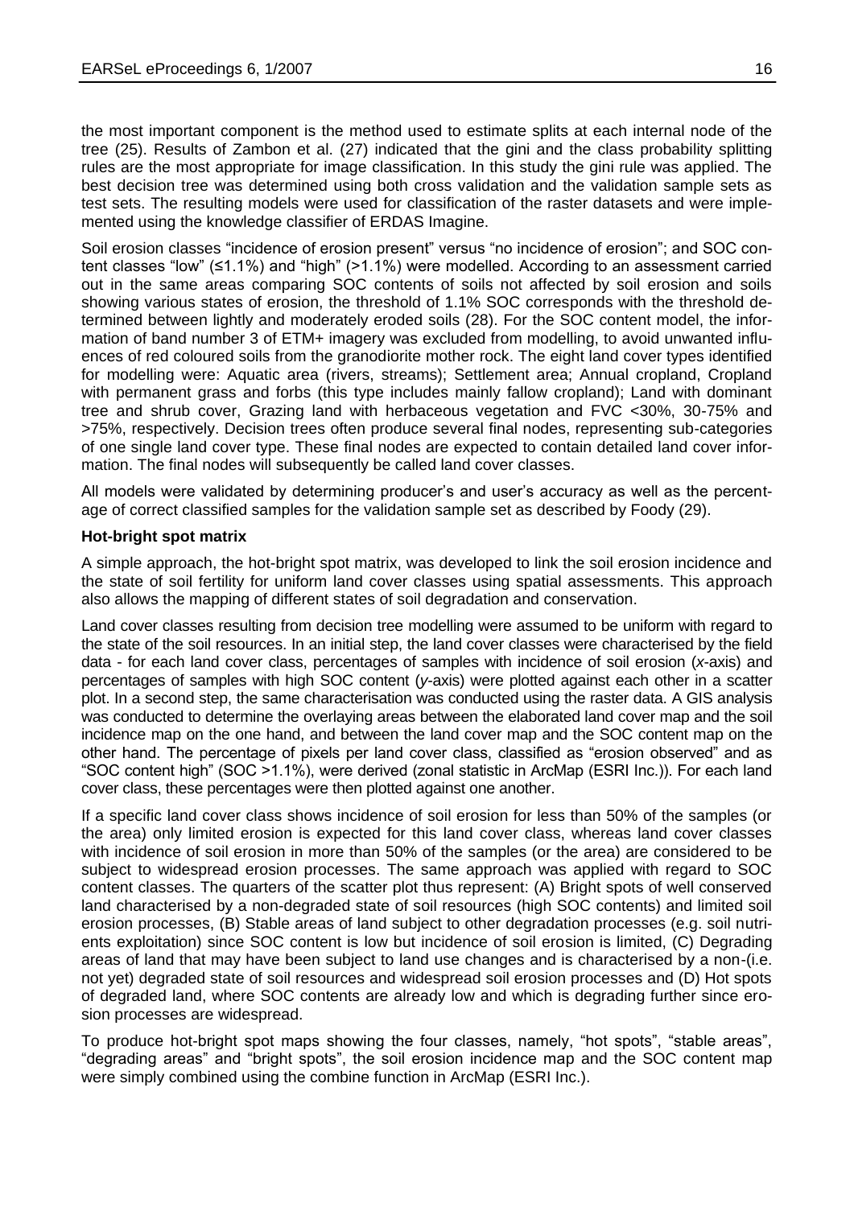the most important component is the method used to estimate splits at each internal node of the tree (25). Results of Zambon et al. (27) indicated that the gini and the class probability splitting rules are the most appropriate for image classification. In this study the gini rule was applied. The best decision tree was determined using both cross validation and the validation sample sets as test sets. The resulting models were used for classification of the raster datasets and were implemented using the knowledge classifier of ERDAS Imagine.

Soil erosion classes "incidence of erosion present" versus "no incidence of erosion"; and SOC content classes "low" (≤1.1%) and "high" (>1.1%) were modelled. According to an assessment carried out in the same areas comparing SOC contents of soils not affected by soil erosion and soils showing various states of erosion, the threshold of 1.1% SOC corresponds with the threshold determined between lightly and moderately eroded soils (28). For the SOC content model, the information of band number 3 of ETM+ imagery was excluded from modelling, to avoid unwanted influences of red coloured soils from the granodiorite mother rock. The eight land cover types identified for modelling were: Aquatic area (rivers, streams); Settlement area; Annual cropland, Cropland with permanent grass and forbs (this type includes mainly fallow cropland); Land with dominant tree and shrub cover, Grazing land with herbaceous vegetation and FVC <30%, 30-75% and >75%, respectively. Decision trees often produce several final nodes, representing sub-categories of one single land cover type. These final nodes are expected to contain detailed land cover information. The final nodes will subsequently be called land cover classes.

All models were validated by determining producer's and user's accuracy as well as the percentage of correct classified samples for the validation sample set as described by Foody (29).

**Hot-bright spot matrix**

A simple approach, the hot-bright spot matrix, was developed to link the soil erosion incidence and the state of soil fertility for uniform land cover classes using spatial assessments. This approach also allows the mapping of different states of soil degradation and conservation.

Land cover classes resulting from decision tree modelling were assumed to be uniform with regard to the state of the soil resources. In an initial step, the land cover classes were characterised by the field data - for each land cover class, percentages of samples with incidence of soil erosion (*x*-axis) and percentages of samples with high SOC content (*y*-axis) were plotted against each other in a scatter plot. In a second step, the same characterisation was conducted using the raster data. A GIS analysis was conducted to determine the overlaying areas between the elaborated land cover map and the soil incidence map on the one hand, and between the land cover map and the SOC content map on the other hand. The percentage of pixels per land cover class, classified as "erosion observed" and as "SOC content high" (SOC >1.1%), were derived (zonal statistic in ArcMap (ESRI Inc.)). For each land cover class, these percentages were then plotted against one another.

If a specific land cover class shows incidence of soil erosion for less than 50% of the samples (or the area) only limited erosion is expected for this land cover class, whereas land cover classes with incidence of soil erosion in more than 50% of the samples (or the area) are considered to be subject to widespread erosion processes. The same approach was applied with regard to SOC content classes. The quarters of the scatter plot thus represent: (A) Bright spots of well conserved land characterised by a non-degraded state of soil resources (high SOC contents) and limited soil erosion processes, (B) Stable areas of land subject to other degradation processes (e.g. soil nutrients exploitation) since SOC content is low but incidence of soil erosion is limited, (C) Degrading areas of land that may have been subject to land use changes and is characterised by a non-(i.e. not yet) degraded state of soil resources and widespread soil erosion processes and (D) Hot spots of degraded land, where SOC contents are already low and which is degrading further since erosion processes are widespread.

To produce hot-bright spot maps showing the four classes, namely, "hot spots", "stable areas", "degrading areas" and "bright spots", the soil erosion incidence map and the SOC content map were simply combined using the combine function in ArcMap (ESRI Inc.).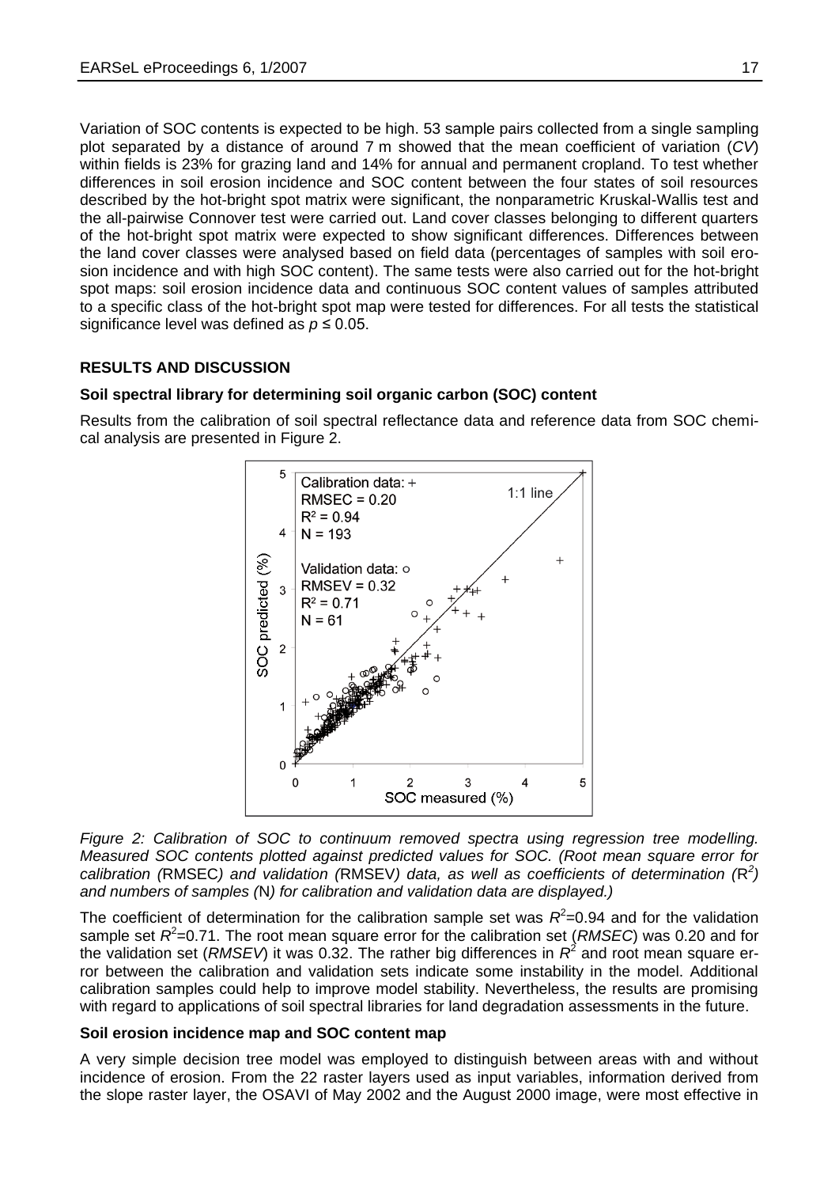Variation of SOC contents is expected to be high. 53 sample pairs collected from a single sampling plot separated by a distance of around 7 m showed that the mean coefficient of variation (*CV*) within fields is 23% for grazing land and 14% for annual and permanent cropland. To test whether differences in soil erosion incidence and SOC content between the four states of soil resources described by the hot-bright spot matrix were significant, the nonparametric Kruskal-Wallis test and the all-pairwise Connover test were carried out. Land cover classes belonging to different quarters of the hot-bright spot matrix were expected to show significant differences. Differences between the land cover classes were analysed based on field data (percentages of samples with soil erosion incidence and with high SOC content). The same tests were also carried out for the hot-bright spot maps: soil erosion incidence data and continuous SOC content values of samples attributed to a specific class of the hot-bright spot map were tested for differences. For all tests the statistical significance level was defined as $p \leq 0.05$.

## RESULTS AND DISCUSSION

### Soil spectral library for determining soil organic carbon (SOC) content

Results from the calibration of soil spectral reflectance data and reference data from SOC chemical analysis are presented in Figure 2.

*Figure 2: Calibration of SOC to continuum removed spectra using regression tree modelling. Measured SOC contents plotted against predicted values for SOC. (Root mean square error for calibration (*RMSEC*) and validation (*RMSEV*) data, as well as coefficients of determination (*$R^2$*) and numbers of samples (*N*) for calibration and validation data are displayed.)*

The coefficient of determination for the calibration sample set was $R^2$=0.94 and for the validation sample set $R^2$=0.71. The root mean square error for the calibration set (*RMSEC*) was 0.20 and for the validation set (*RMSEV*) it was 0.32. The rather big differences in $R^2$ and root mean square error between the calibration and validation sets indicate some instability in the model. Additional calibration samples could help to improve model stability. Nevertheless, the results are promising with regard to applications of soil spectral libraries for land degradation assessments in the future.

### Soil erosion incidence map and SOC content map

A very simple decision tree model was employed to distinguish between areas with and without incidence of erosion. From the 22 raster layers used as input variables, information derived from the slope raster layer, the OSAVI of May 2002 and the August 2000 image, were most effective in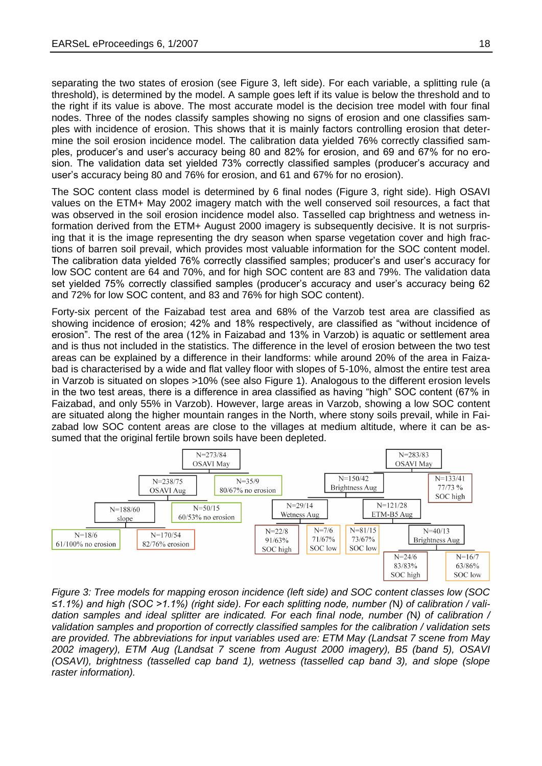separating the two states of erosion (see Figure 3, left side). For each variable, a splitting rule (a threshold), is determined by the model. A sample goes left if its value is below the threshold and to the right if its value is above. The most accurate model is the decision tree model with four final nodes. Three of the nodes classify samples showing no signs of erosion and one classifies samples with incidence of erosion. This shows that it is mainly factors controlling erosion that determine the soil erosion incidence model. The calibration data yielded 76% correctly classified samples, producer's and user's accuracy being 80 and 82% for erosion, and 69 and 67% for no erosion. The validation data set yielded 73% correctly classified samples (producer's accuracy and user's accuracy being 80 and 76% for erosion, and 61 and 67% for no erosion).

The SOC content class model is determined by 6 final nodes (Figure 3, right side). High OSAVI values on the ETM+ May 2002 imagery match with the well conserved soil resources, a fact that was observed in the soil erosion incidence model also. Tasselled cap brightness and wetness information derived from the ETM+ August 2000 imagery is subsequently decisive. It is not surprising that it is the image representing the dry season when sparse vegetation cover and high fractions of barren soil prevail, which provides most valuable information for the SOC content model. The calibration data yielded 76% correctly classified samples; producer's and user's accuracy for low SOC content are 64 and 70%, and for high SOC content are 83 and 79%. The validation data set yielded 75% correctly classified samples (producer's accuracy and user's accuracy being 62 and 72% for low SOC content, and 83 and 76% for high SOC content).

Forty-six percent of the Faizabad test area and 68% of the Varzob test area are classified as showing incidence of erosion; 42% and 18% respectively, are classified as "without incidence of erosion". The rest of the area (12% in Faizabad and 13% in Varzob) is aquatic or settlement area and is thus not included in the statistics. The difference in the level of erosion between the two test areas can be explained by a difference in their landforms: while around 20% of the area in Faizabad is characterised by a wide and flat valley floor with slopes of 5-10%, almost the entire test area in Varzob is situated on slopes >10% (see also Figure 1). Analogous to the different erosion levels in the two test areas, there is a difference in area classified as having "high" SOC content (67% in Faizabad, and only 55% in Varzob). However, large areas in Varzob, showing a low SOC content are situated along the higher mountain ranges in the North, where stony soils prevail, while in Faizabad low SOC content areas are close to the villages at medium altitude, where it can be assumed that the original fertile brown soils have been depleted.

- N=273/84 OSAVI May
  - N=238/75 OSAVI Aug
    - N=188/60 slope
      - N=18/6 61/100% no erosion
      - N=170/54 82/76% erosion
    - N=50/15 60/53% no erosion
  - N=35/9 80/67% no erosion

- N=283/83 OSAVI May
  - N=150/42 Brightness Aug
    - N=29/14 Wetness Aug
      - N=22/8 91/63% SOC high
      - N=7/6 71/67% SOC low
    - N=121/28 ETM-B5 Aug
      - N=81/15 73/67% SOC low
      - N=40/13 Brightness Aug
        - N=24/6 83/83% SOC high
        - N=16/7 63/86% SOC low
  - N=133/41 77/73 % SOC high

*Figure 3: Tree models for mapping eroson incidence (left side) and SOC content classes low (SOC ≤1.1%) and high (SOC >1.1%) (right side). For each splitting node, number (N) of calibration / validation samples and ideal splitter are indicated. For each final node, number (N) of calibration / validation samples and proportion of correctly classified samples for the calibration / validation sets are provided. The abbreviations for input variables used are: ETM May (Landsat 7 scene from May 2002 imagery), ETM Aug (Landsat 7 scene from August 2000 imagery), B5 (band 5), OSAVI (OSAVI), brightness (tasselled cap band 1), wetness (tasselled cap band 3), and slope (slope raster information).*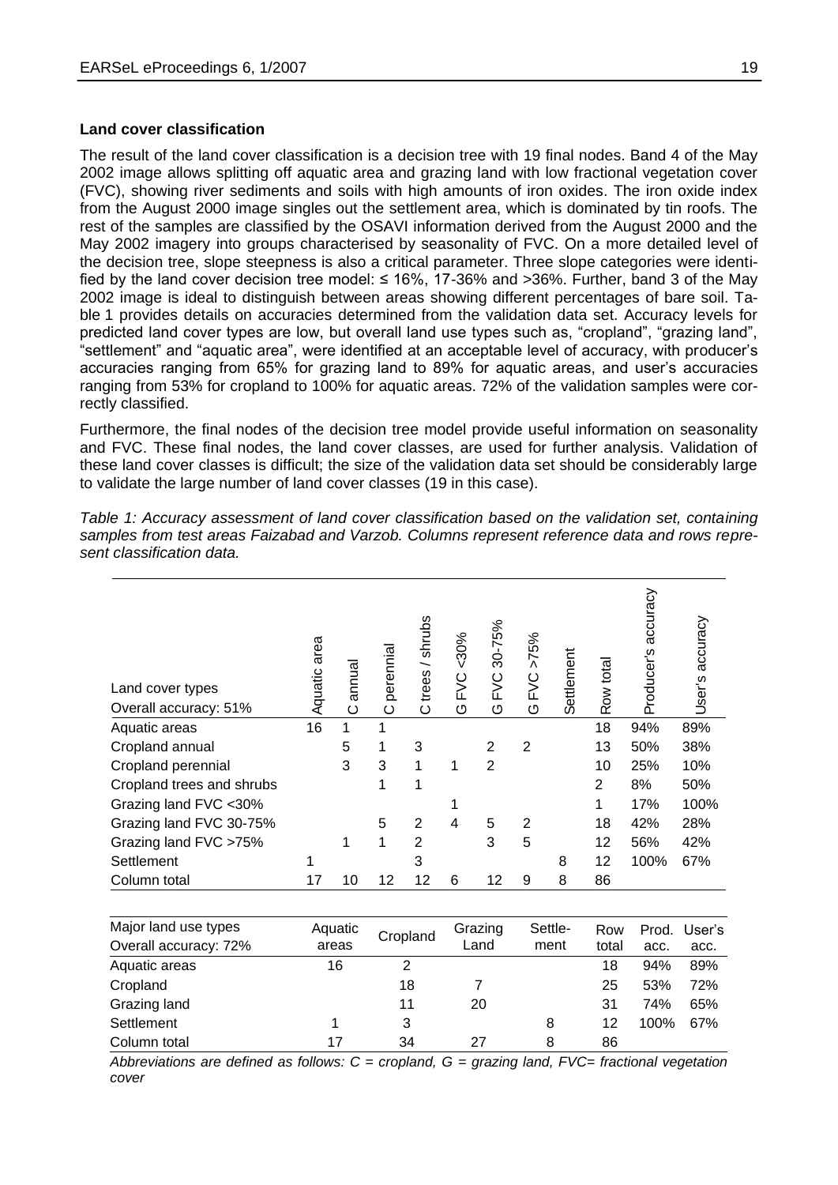**Land cover classification**

The result of the land cover classification is a decision tree with 19 final nodes. Band 4 of the May 2002 image allows splitting off aquatic area and grazing land with low fractional vegetation cover (FVC), showing river sediments and soils with high amounts of iron oxides. The iron oxide index from the August 2000 image singles out the settlement area, which is dominated by tin roofs. The rest of the samples are classified by the OSAVI information derived from the August 2000 and the May 2002 imagery into groups characterised by seasonality of FVC. On a more detailed level of the decision tree, slope steepness is also a critical parameter. Three slope categories were identified by the land cover decision tree model: ≤ 16%, 17-36% and >36%. Further, band 3 of the May 2002 image is ideal to distinguish between areas showing different percentages of bare soil. Table 1 provides details on accuracies determined from the validation data set. Accuracy levels for predicted land cover types are low, but overall land use types such as, "cropland", "grazing land", "settlement" and "aquatic area", were identified at an acceptable level of accuracy, with producer's accuracies ranging from 65% for grazing land to 89% for aquatic areas, and user's accuracies ranging from 53% for cropland to 100% for aquatic areas. 72% of the validation samples were correctly classified.

Furthermore, the final nodes of the decision tree model provide useful information on seasonality and FVC. These final nodes, the land cover classes, are used for further analysis. Validation of these land cover classes is difficult; the size of the validation data set should be considerably large to validate the large number of land cover classes (19 in this case).

*Table 1: Accuracy assessment of land cover classification based on the validation set, containing samples from test areas Faizabad and Varzob. Columns represent reference data and rows represent classification data.*

| Land cover types Overall accuracy: 51% | Aquatic area | C annual | C perennial | C trees / shrubs | G FVC <30% | G FVC 30-75% | G FVC >75% | Settlement | Row total | Producer's accuracy | User's accuracy |
|---|---|---|---|---|---|---|---|---|---|---|---|
| Aquatic areas | 16 | 1 | 1 | | | | | | 18 | 94% | 89% |
| Cropland annual | | 5 | 1 | 3 | | 2 | 2 | | 13 | 50% | 38% |
| Cropland perennial | | 3 | 3 | 1 | 1 | 2 | | | 10 | 25% | 10% |
| Cropland trees and shrubs | | | 1 | 1 | | | | | 2 | 8% | 50% |
| Grazing land FVC <30% | | | | | 1 | | | | 1 | 17% | 100% |
| Grazing land FVC 30-75% | | | 5 | 2 | 4 | 5 | 2 | | 18 | 42% | 28% |
| Grazing land FVC >75% | | 1 | 1 | 2 | | 3 | 5 | | 12 | 56% | 42% |
| Settlement | 1 | | | 3 | | | | 8 | 12 | 100% | 67% |
| Column total | 17 | 10 | 12 | 12 | 6 | 12 | 9 | 8 | 86 | | |

| Major land use types Overall accuracy: 72% | Aquatic areas | Cropland | Grazing Land | Settlement | Row total | Prod. acc. | User's acc. |
|---|---|---|---|---|---|---|---|
| Aquatic areas | 16 | 2 | | | 18 | 94% | 89% |
| Cropland | | 18 | 7 | | 25 | 53% | 72% |
| Grazing land | | 11 | 20 | | 31 | 74% | 65% |
| Settlement | 1 | 3 | | 8 | 12 | 100% | 67% |
| Column total | 17 | 34 | 27 | 8 | 86 | | |

*Abbreviations are defined as follows: C = cropland, G = grazing land, FVC= fractional vegetation cover*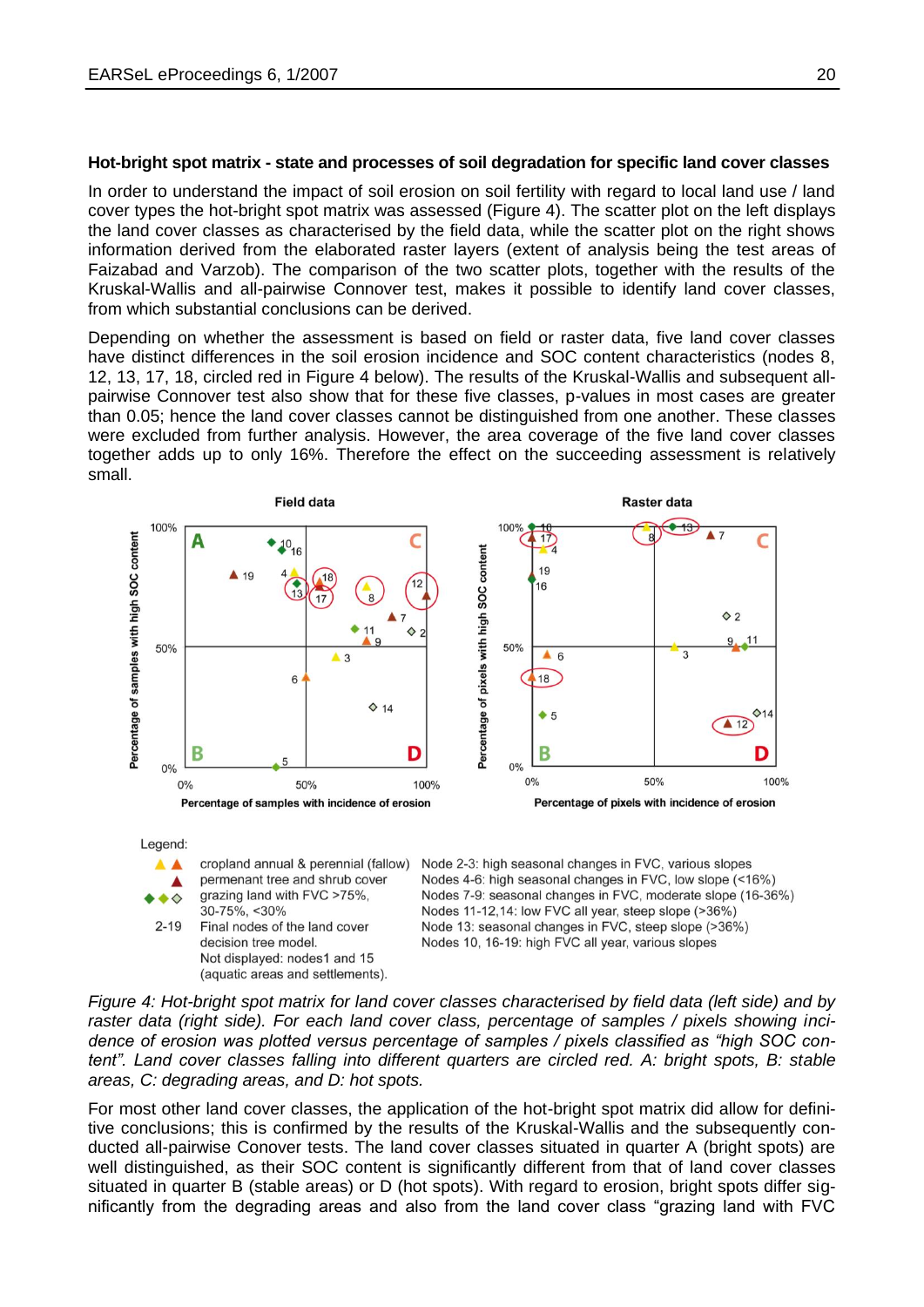### Hot-bright spot matrix - state and processes of soil degradation for specific land cover classes

In order to understand the impact of soil erosion on soil fertility with regard to local land use / land cover types the hot-bright spot matrix was assessed (Figure 4). The scatter plot on the left displays the land cover classes as characterised by the field data, while the scatter plot on the right shows information derived from the elaborated raster layers (extent of analysis being the test areas of Faizabad and Varzob). The comparison of the two scatter plots, together with the results of the Kruskal-Wallis and all-pairwise Connover test, makes it possible to identify land cover classes, from which substantial conclusions can be derived.

Depending on whether the assessment is based on field or raster data, five land cover classes have distinct differences in the soil erosion incidence and SOC content characteristics (nodes 8, 12, 13, 17, 18, circled red in Figure 4 below). The results of the Kruskal-Wallis and subsequent all-pairwise Connover test also show that for these five classes, p-values in most cases are greater than 0.05; hence the land cover classes cannot be distinguished from one another. These classes were excluded from further analysis. However, the area coverage of the five land cover classes together adds up to only 16%. Therefore the effect on the succeeding assessment is relatively small.

Legend:

- cropland annual & perennial (fallow)
- permanent tree and shrub cover
- grazing land with FVC >75%, 30-75%, <30%
- 2-19: Final nodes of the land cover decision tree model. Not displayed: nodes1 and 15 (aquatic areas and settlements).

Node 2-3: high seasonal changes in FVC, various slopes
Nodes 4-6: high seasonal changes in FVC, low slope (<16%)
Nodes 7-9: seasonal changes in FVC, moderate slope (16-36%)
Nodes 11-12,14: low FVC all year, steep slope (>36%)
Node 13: seasonal changes in FVC, steep slope (>36%)
Nodes 10, 16-19: high FVC all year, various slopes

*Figure 4: Hot-bright spot matrix for land cover classes characterised by field data (left side) and by raster data (right side). For each land cover class, percentage of samples / pixels showing incidence of erosion was plotted versus percentage of samples / pixels classified as "high SOC content". Land cover classes falling into different quarters are circled red. A: bright spots, B: stable areas, C: degrading areas, and D: hot spots.*

For most other land cover classes, the application of the hot-bright spot matrix did allow for definitive conclusions; this is confirmed by the results of the Kruskal-Wallis and the subsequently conducted all-pairwise Conover tests. The land cover classes situated in quarter A (bright spots) are well distinguished, as their SOC content is significantly different from that of land cover classes situated in quarter B (stable areas) or D (hot spots). With regard to erosion, bright spots differ significantly from the degrading areas and also from the land cover class "grazing land with FVC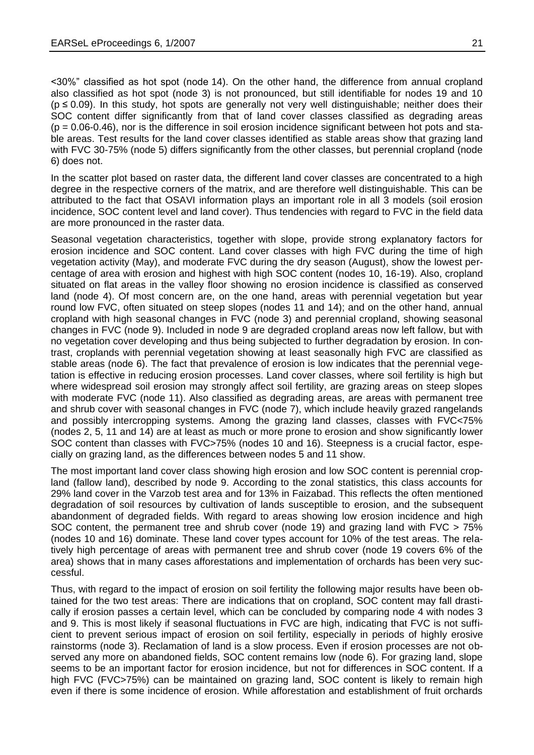<30%" classified as hot spot (node 14). On the other hand, the difference from annual cropland also classified as hot spot (node 3) is not pronounced, but still identifiable for nodes 19 and 10 ($p \leq 0.09$). In this study, hot spots are generally not very well distinguishable; neither does their SOC content differ significantly from that of land cover classes classified as degrading areas ($p = 0.06$-$0.46$), nor is the difference in soil erosion incidence significant between hot pots and stable areas. Test results for the land cover classes identified as stable areas show that grazing land with FVC 30-75% (node 5) differs significantly from the other classes, but perennial cropland (node 6) does not.

In the scatter plot based on raster data, the different land cover classes are concentrated to a high degree in the respective corners of the matrix, and are therefore well distinguishable. This can be attributed to the fact that OSAVI information plays an important role in all 3 models (soil erosion incidence, SOC content level and land cover). Thus tendencies with regard to FVC in the field data are more pronounced in the raster data.

Seasonal vegetation characteristics, together with slope, provide strong explanatory factors for erosion incidence and SOC content. Land cover classes with high FVC during the time of high vegetation activity (May), and moderate FVC during the dry season (August), show the lowest percentage of area with erosion and highest with high SOC content (nodes 10, 16-19). Also, cropland situated on flat areas in the valley floor showing no erosion incidence is classified as conserved land (node 4). Of most concern are, on the one hand, areas with perennial vegetation but year round low FVC, often situated on steep slopes (nodes 11 and 14); and on the other hand, annual cropland with high seasonal changes in FVC (node 3) and perennial cropland, showing seasonal changes in FVC (node 9). Included in node 9 are degraded cropland areas now left fallow, but with no vegetation cover developing and thus being subjected to further degradation by erosion. In contrast, croplands with perennial vegetation showing at least seasonally high FVC are classified as stable areas (node 6). The fact that prevalence of erosion is low indicates that the perennial vegetation is effective in reducing erosion processes. Land cover classes, where soil fertility is high but where widespread soil erosion may strongly affect soil fertility, are grazing areas on steep slopes with moderate FVC (node 11). Also classified as degrading areas, are areas with permanent tree and shrub cover with seasonal changes in FVC (node 7), which include heavily grazed rangelands and possibly intercropping systems. Among the grazing land classes, classes with FVC<75% (nodes 2, 5, 11 and 14) are at least as much or more prone to erosion and show significantly lower SOC content than classes with FVC>75% (nodes 10 and 16). Steepness is a crucial factor, especially on grazing land, as the differences between nodes 5 and 11 show.

The most important land cover class showing high erosion and low SOC content is perennial cropland (fallow land), described by node 9. According to the zonal statistics, this class accounts for 29% land cover in the Varzob test area and for 13% in Faizabad. This reflects the often mentioned degradation of soil resources by cultivation of lands susceptible to erosion, and the subsequent abandonment of degraded fields. With regard to areas showing low erosion incidence and high SOC content, the permanent tree and shrub cover (node 19) and grazing land with FVC > 75% (nodes 10 and 16) dominate. These land cover types account for 10% of the test areas. The relatively high percentage of areas with permanent tree and shrub cover (node 19 covers 6% of the area) shows that in many cases afforestations and implementation of orchards has been very successful.

Thus, with regard to the impact of erosion on soil fertility the following major results have been obtained for the two test areas: There are indications that on cropland, SOC content may fall drastically if erosion passes a certain level, which can be concluded by comparing node 4 with nodes 3 and 9. This is most likely if seasonal fluctuations in FVC are high, indicating that FVC is not sufficient to prevent serious impact of erosion on soil fertility, especially in periods of highly erosive rainstorms (node 3). Reclamation of land is a slow process. Even if erosion processes are not observed any more on abandoned fields, SOC content remains low (node 6). For grazing land, slope seems to be an important factor for erosion incidence, but not for differences in SOC content. If a high FVC (FVC>75%) can be maintained on grazing land, SOC content is likely to remain high even if there is some incidence of erosion. While afforestation and establishment of fruit orchards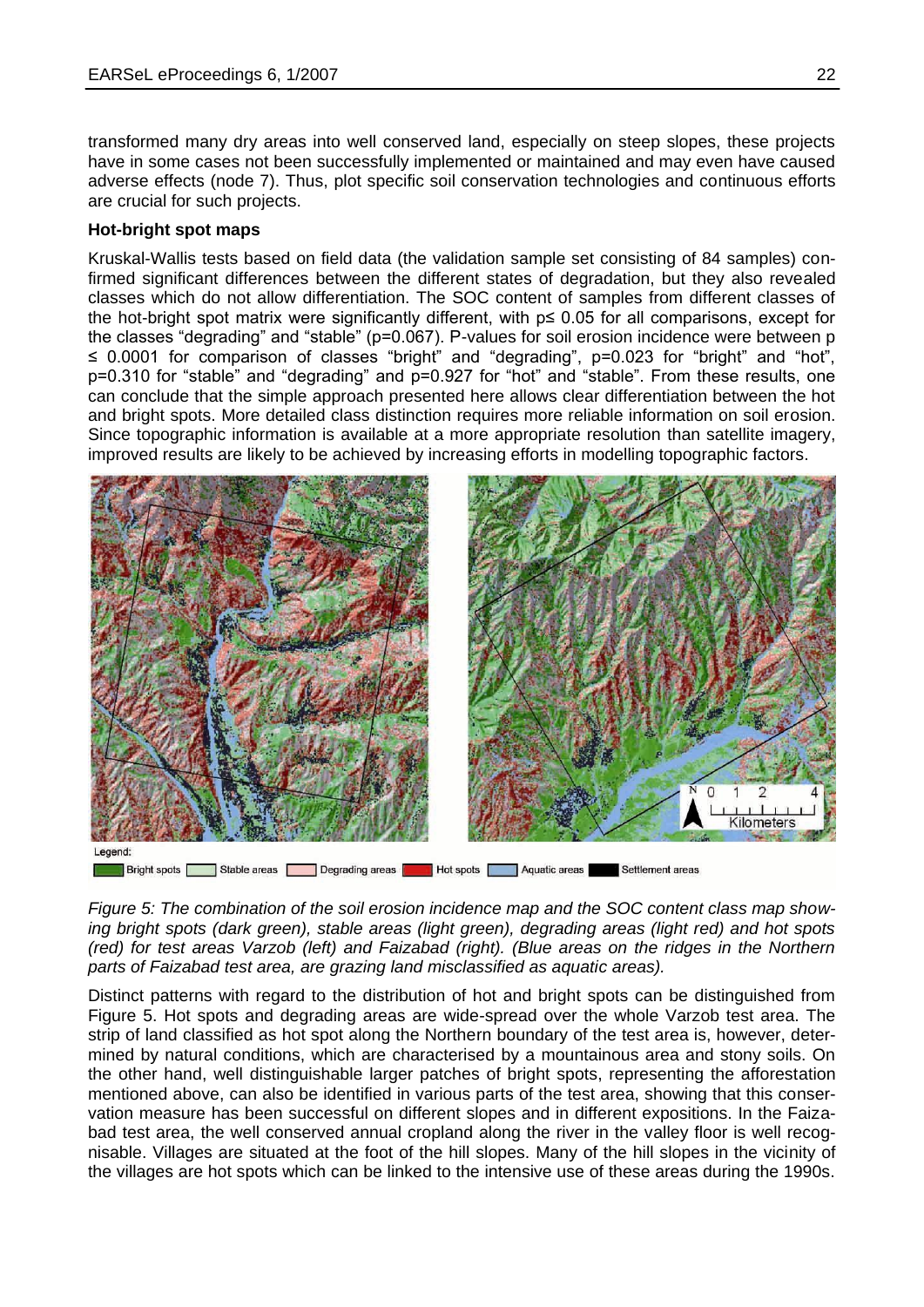transformed many dry areas into well conserved land, especially on steep slopes, these projects have in some cases not been successfully implemented or maintained and may even have caused adverse effects (node 7). Thus, plot specific soil conservation technologies and continuous efforts are crucial for such projects.

**Hot-bright spot maps**

Kruskal-Wallis tests based on field data (the validation sample set consisting of 84 samples) confirmed significant differences between the different states of degradation, but they also revealed classes which do not allow differentiation. The SOC content of samples from different classes of the hot-bright spot matrix were significantly different, with $p \leq 0.05$ for all comparisons, except for the classes "degrading" and "stable" ($p=0.067$). P-values for soil erosion incidence were between $p \leq 0.0001$ for comparison of classes "bright" and "degrading", $p=0.023$ for "bright" and "hot", $p=0.310$ for "stable" and "degrading" and $p=0.927$ for "hot" and "stable". From these results, one can conclude that the simple approach presented here allows clear differentiation between the hot and bright spots. More detailed class distinction requires more reliable information on soil erosion. Since topographic information is available at a more appropriate resolution than satellite imagery, improved results are likely to be achieved by increasing efforts in modelling topographic factors.

Legend: Bright spots, Stable areas, Degrading areas, Hot spots, Aquatic areas, Settlement areas

*Figure 5: The combination of the soil erosion incidence map and the SOC content class map showing bright spots (dark green), stable areas (light green), degrading areas (light red) and hot spots (red) for test areas Varzob (left) and Faizabad (right). (Blue areas on the ridges in the Northern parts of Faizabad test area, are grazing land misclassified as aquatic areas).*

Distinct patterns with regard to the distribution of hot and bright spots can be distinguished from Figure 5. Hot spots and degrading areas are wide-spread over the whole Varzob test area. The strip of land classified as hot spot along the Northern boundary of the test area is, however, determined by natural conditions, which are characterised by a mountainous area and stony soils. On the other hand, well distinguishable larger patches of bright spots, representing the afforestation mentioned above, can also be identified in various parts of the test area, showing that this conservation measure has been successful on different slopes and in different expositions. In the Faizabad test area, the well conserved annual cropland along the river in the valley floor is well recognisable. Villages are situated at the foot of the hill slopes. Many of the hill slopes in the vicinity of the villages are hot spots which can be linked to the intensive use of these areas during the 1990s.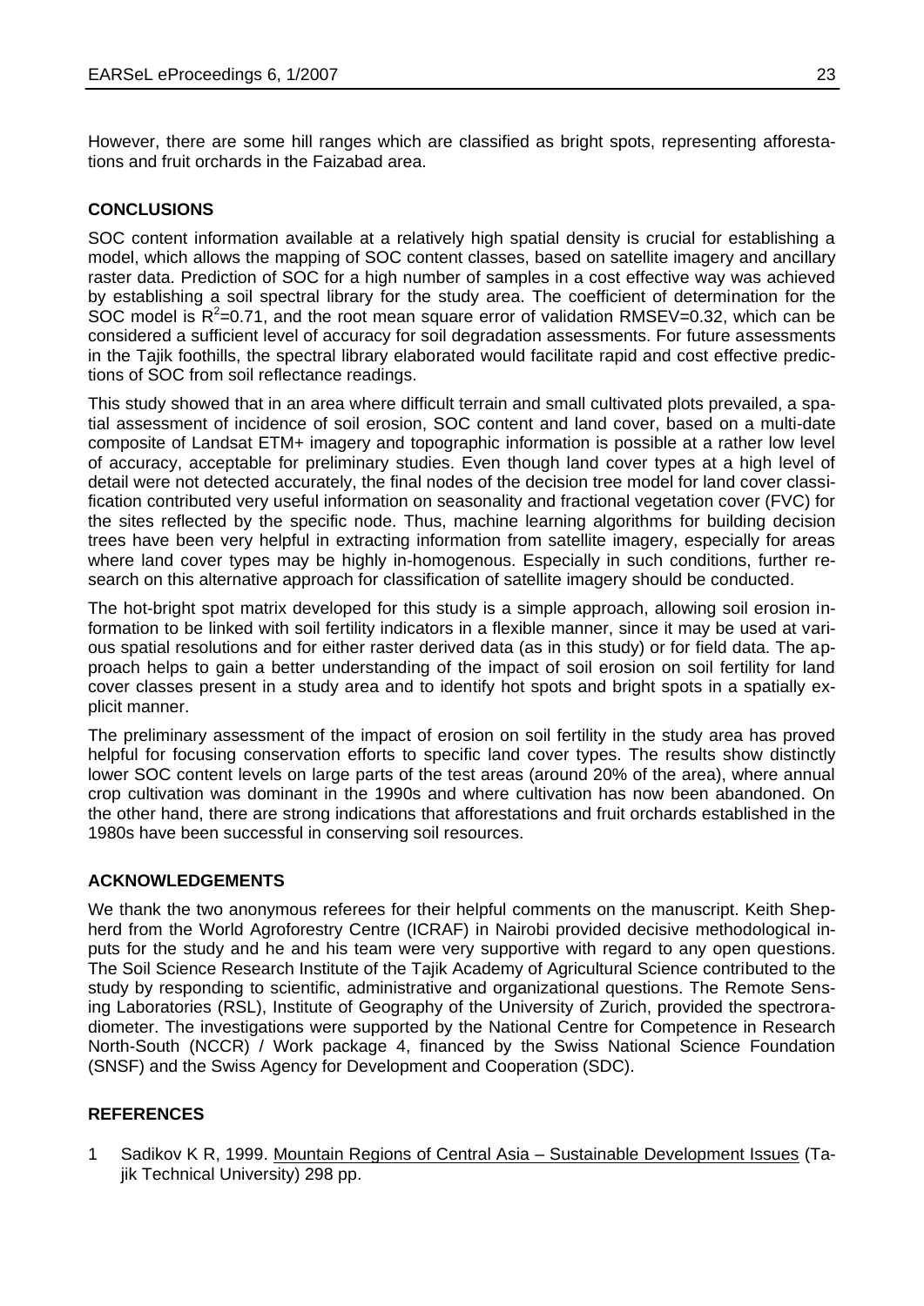However, there are some hill ranges which are classified as bright spots, representing afforestations and fruit orchards in the Faizabad area.

## CONCLUSIONS

SOC content information available at a relatively high spatial density is crucial for establishing a model, which allows the mapping of SOC content classes, based on satellite imagery and ancillary raster data. Prediction of SOC for a high number of samples in a cost effective way was achieved by establishing a soil spectral library for the study area. The coefficient of determination for the SOC model is $R^2$=0.71, and the root mean square error of validation RMSEV=0.32, which can be considered a sufficient level of accuracy for soil degradation assessments. For future assessments in the Tajik foothills, the spectral library elaborated would facilitate rapid and cost effective predictions of SOC from soil reflectance readings.

This study showed that in an area where difficult terrain and small cultivated plots prevailed, a spatial assessment of incidence of soil erosion, SOC content and land cover, based on a multi-date composite of Landsat ETM+ imagery and topographic information is possible at a rather low level of accuracy, acceptable for preliminary studies. Even though land cover types at a high level of detail were not detected accurately, the final nodes of the decision tree model for land cover classification contributed very useful information on seasonality and fractional vegetation cover (FVC) for the sites reflected by the specific node. Thus, machine learning algorithms for building decision trees have been very helpful in extracting information from satellite imagery, especially for areas where land cover types may be highly in-homogenous. Especially in such conditions, further research on this alternative approach for classification of satellite imagery should be conducted.

The hot-bright spot matrix developed for this study is a simple approach, allowing soil erosion information to be linked with soil fertility indicators in a flexible manner, since it may be used at various spatial resolutions and for either raster derived data (as in this study) or for field data. The approach helps to gain a better understanding of the impact of soil erosion on soil fertility for land cover classes present in a study area and to identify hot spots and bright spots in a spatially explicit manner.

The preliminary assessment of the impact of erosion on soil fertility in the study area has proved helpful for focusing conservation efforts to specific land cover types. The results show distinctly lower SOC content levels on large parts of the test areas (around 20% of the area), where annual crop cultivation was dominant in the 1990s and where cultivation has now been abandoned. On the other hand, there are strong indications that afforestations and fruit orchards established in the 1980s have been successful in conserving soil resources.

## ACKNOWLEDGEMENTS

We thank the two anonymous referees for their helpful comments on the manuscript. Keith Shepherd from the World Agroforestry Centre (ICRAF) in Nairobi provided decisive methodological inputs for the study and he and his team were very supportive with regard to any open questions. The Soil Science Research Institute of the Tajik Academy of Agricultural Science contributed to the study by responding to scientific, administrative and organizational questions. The Remote Sensing Laboratories (RSL), Institute of Geography of the University of Zurich, provided the spectroradiometer. The investigations were supported by the National Centre for Competence in Research North-South (NCCR) / Work package 4, financed by the Swiss National Science Foundation (SNSF) and the Swiss Agency for Development and Cooperation (SDC).

## REFERENCES

1 Sadikov K R, 1999. Mountain Regions of Central Asia – Sustainable Development Issues (Tajik Technical University) 298 pp.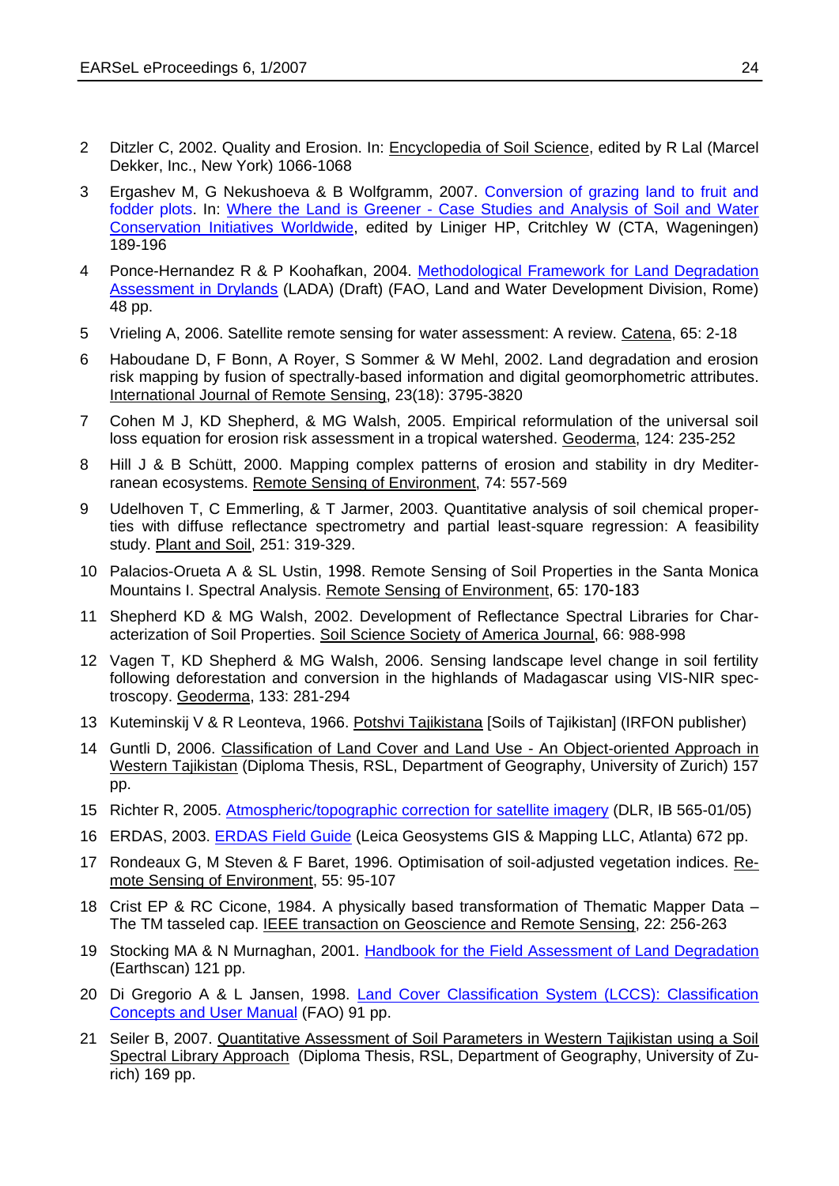2 Ditzler C, 2002. Quality and Erosion. In: Encyclopedia of Soil Science, edited by R Lal (Marcel Dekker, Inc., New York) 1066-1068

3 Ergashev M, G Nekushoeva & B Wolfgramm, 2007. Conversion of grazing land to fruit and fodder plots. In: Where the Land is Greener - Case Studies and Analysis of Soil and Water Conservation Initiatives Worldwide, edited by Liniger HP, Critchley W (CTA, Wageningen) 189-196

4 Ponce-Hernandez R & P Koohafkan, 2004. Methodological Framework for Land Degradation Assessment in Drylands (LADA) (Draft) (FAO, Land and Water Development Division, Rome) 48 pp.

5 Vrieling A, 2006. Satellite remote sensing for water assessment: A review. Catena, 65: 2-18

6 Haboudane D, F Bonn, A Royer, S Sommer & W Mehl, 2002. Land degradation and erosion risk mapping by fusion of spectrally-based information and digital geomorphometric attributes. International Journal of Remote Sensing, 23(18): 3795-3820

7 Cohen M J, KD Shepherd, & MG Walsh, 2005. Empirical reformulation of the universal soil loss equation for erosion risk assessment in a tropical watershed. Geoderma, 124: 235-252

8 Hill J & B Schütt, 2000. Mapping complex patterns of erosion and stability in dry Mediterranean ecosystems. Remote Sensing of Environment, 74: 557-569

9 Udelhoven T, C Emmerling, & T Jarmer, 2003. Quantitative analysis of soil chemical properties with diffuse reflectance spectrometry and partial least-square regression: A feasibility study. Plant and Soil, 251: 319-329.

10 Palacios-Orueta A & SL Ustin, 1998. Remote Sensing of Soil Properties in the Santa Monica Mountains I. Spectral Analysis. Remote Sensing of Environment, 65: 170-183

11 Shepherd KD & MG Walsh, 2002. Development of Reflectance Spectral Libraries for Characterization of Soil Properties. Soil Science Society of America Journal, 66: 988-998

12 Vagen T, KD Shepherd & MG Walsh, 2006. Sensing landscape level change in soil fertility following deforestation and conversion in the highlands of Madagascar using VIS-NIR spectroscopy. Geoderma, 133: 281-294

13 Kuteminskij V & R Leonteva, 1966. Potshvi Tajikistana [Soils of Tajikistan] (IRFON publisher)

14 Guntli D, 2006. Classification of Land Cover and Land Use - An Object-oriented Approach in Western Tajikistan (Diploma Thesis, RSL, Department of Geography, University of Zurich) 157 pp.

15 Richter R, 2005. Atmospheric/topographic correction for satellite imagery (DLR, IB 565-01/05)

16 ERDAS, 2003. ERDAS Field Guide (Leica Geosystems GIS & Mapping LLC, Atlanta) 672 pp.

17 Rondeaux G, M Steven & F Baret, 1996. Optimisation of soil-adjusted vegetation indices. Remote Sensing of Environment, 55: 95-107

18 Crist EP & RC Cicone, 1984. A physically based transformation of Thematic Mapper Data – The TM tasseled cap. IEEE transaction on Geoscience and Remote Sensing, 22: 256-263

19 Stocking MA & N Murnaghan, 2001. Handbook for the Field Assessment of Land Degradation (Earthscan) 121 pp.

20 Di Gregorio A & L Jansen, 1998. Land Cover Classification System (LCCS): Classification Concepts and User Manual (FAO) 91 pp.

21 Seiler B, 2007. Quantitative Assessment of Soil Parameters in Western Tajikistan using a Soil Spectral Library Approach (Diploma Thesis, RSL, Department of Geography, University of Zurich) 169 pp.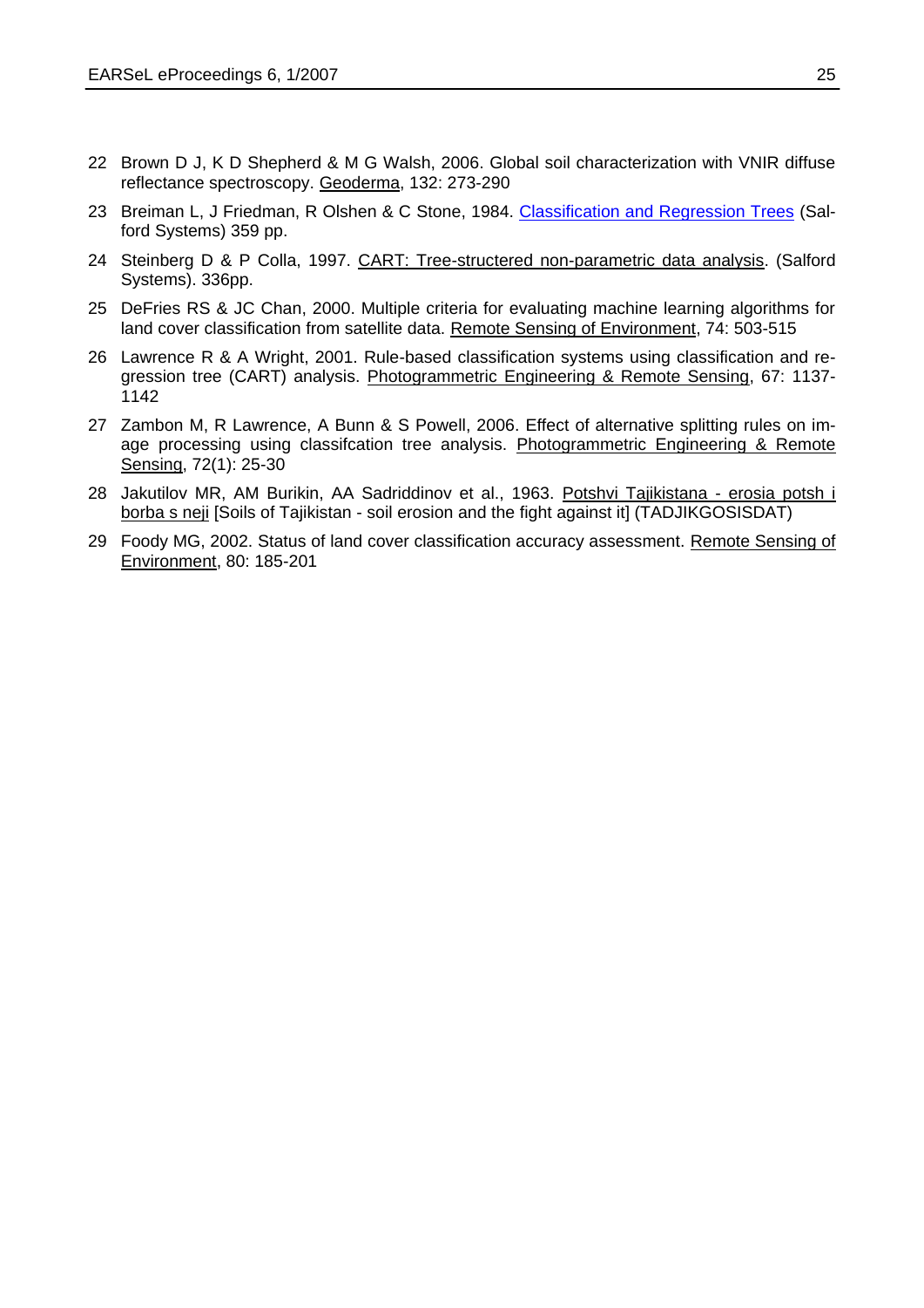22 Brown D J, K D Shepherd & M G Walsh, 2006. Global soil characterization with VNIR diffuse reflectance spectroscopy. Geoderma, 132: 273-290

23 Breiman L, J Friedman, R Olshen & C Stone, 1984. Classification and Regression Trees (Salford Systems) 359 pp.

24 Steinberg D & P Colla, 1997. CART: Tree-structered non-parametric data analysis. (Salford Systems). 336pp.

25 DeFries RS & JC Chan, 2000. Multiple criteria for evaluating machine learning algorithms for land cover classification from satellite data. Remote Sensing of Environment, 74: 503-515

26 Lawrence R & A Wright, 2001. Rule-based classification systems using classification and regression tree (CART) analysis. Photogrammetric Engineering & Remote Sensing, 67: 1137-1142

27 Zambon M, R Lawrence, A Bunn & S Powell, 2006. Effect of alternative splitting rules on image processing using classifcation tree analysis. Photogrammetric Engineering & Remote Sensing, 72(1): 25-30

28 Jakutilov MR, AM Burikin, AA Sadriddinov et al., 1963. Potshvi Tajikistana - erosia potsh i borba s neji [Soils of Tajikistan - soil erosion and the fight against it] (TADJIKGOSISDAT)

29 Foody MG, 2002. Status of land cover classification accuracy assessment. Remote Sensing of Environment, 80: 185-201